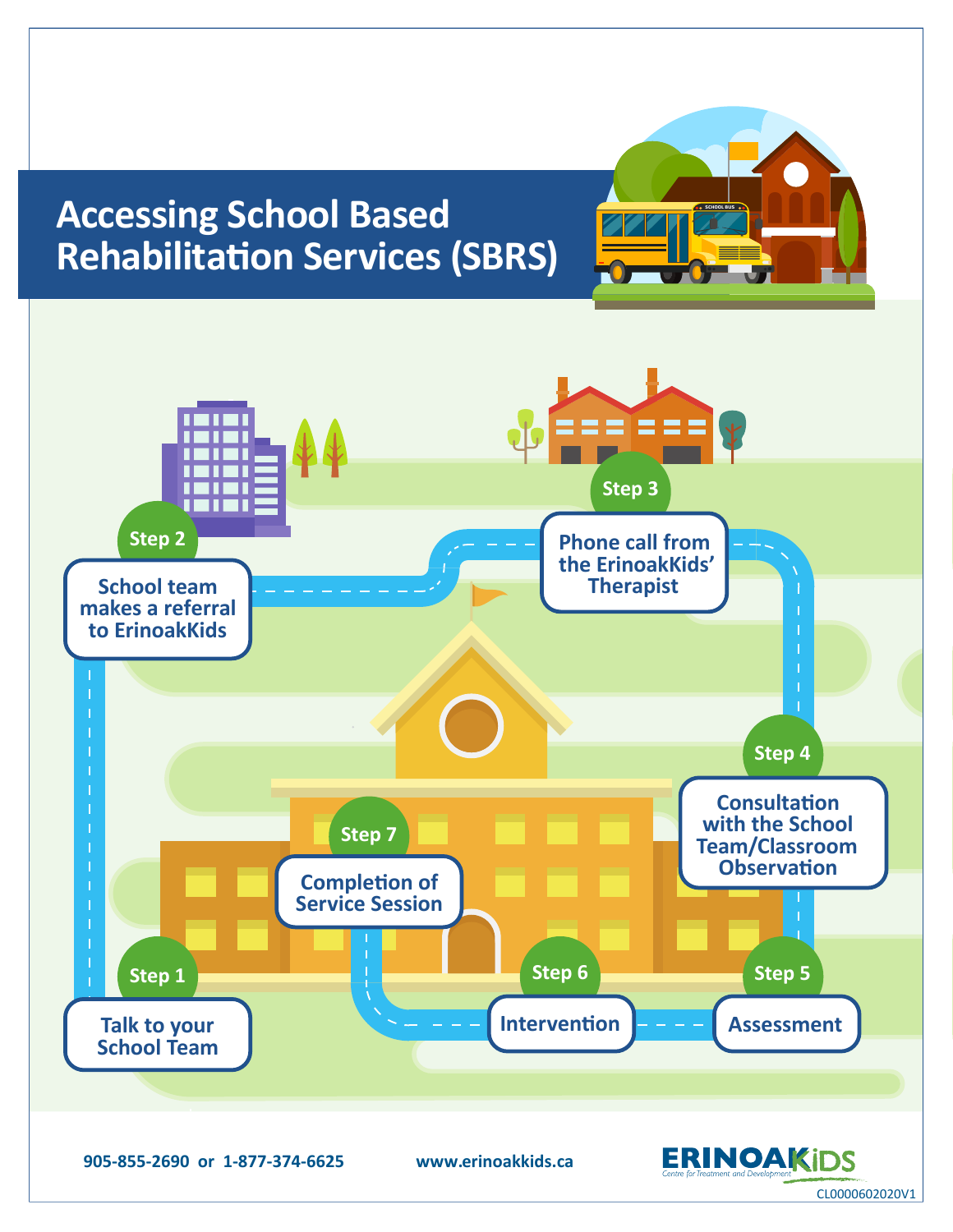# Accessing School Based Rehabilitation Services (SBRS)

**Step 1**
Talk to your School Team

**Step 2**
School team makes a referral to ErinoakKids

**Step 3**
Phone call from the ErinoakKids' Therapist

**Step 4**
Consultation with the School Team/Classroom Observation

**Step 5**
Assessment

**Step 6**
Intervention

**Step 7**
Completion of Service Session

905-855-2690 or 1-877-374-6625

www.erinoakkids.ca

ERINOAKKIDS
Centre for Treatment and Development

CL0000602020V1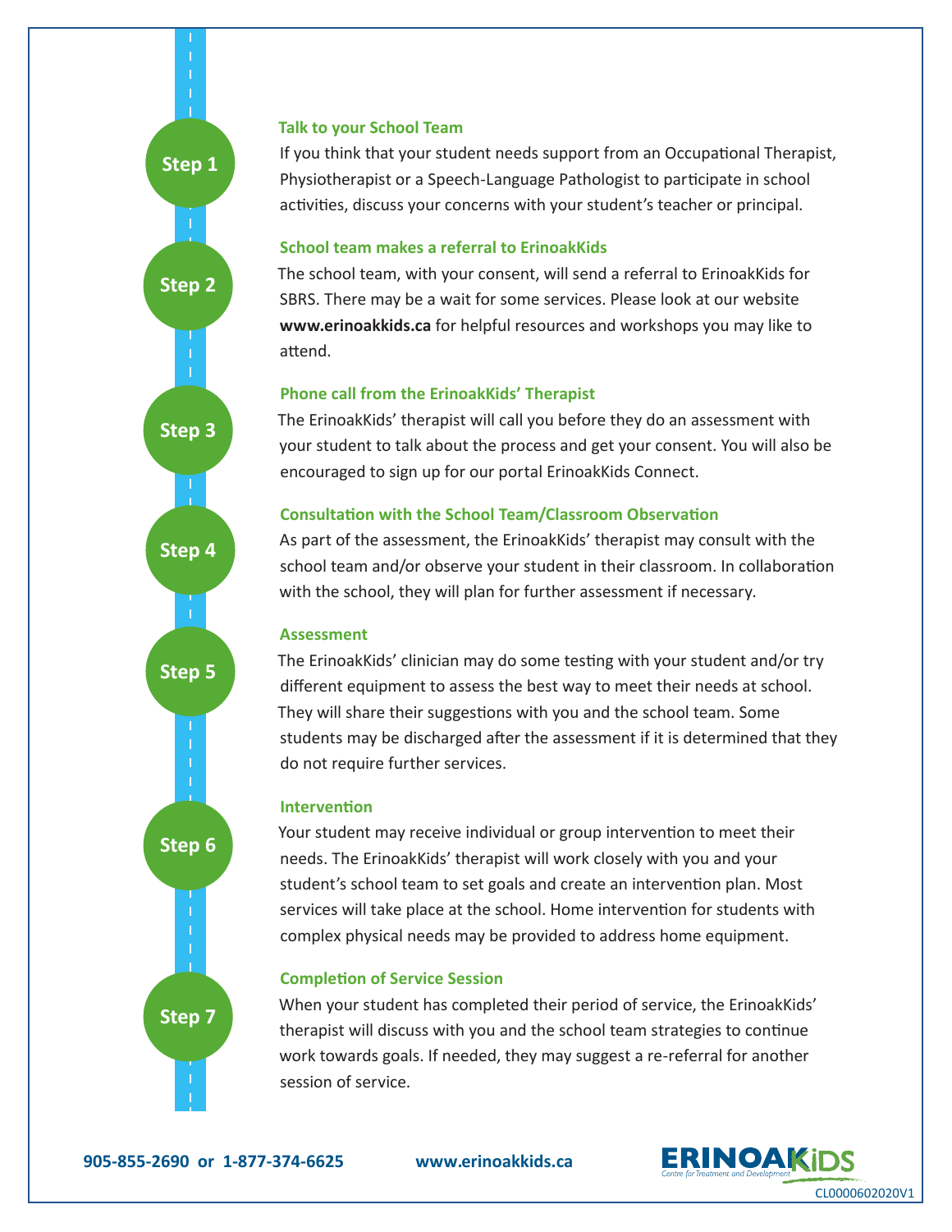**Step 1**

### Talk to your School Team

If you think that your student needs support from an Occupational Therapist, Physiotherapist or a Speech-Language Pathologist to participate in school activities, discuss your concerns with your student's teacher or principal.

**Step 2**

### School team makes a referral to ErinoakKids

The school team, with your consent, will send a referral to ErinoakKids for SBRS. There may be a wait for some services. Please look at our website **www.erinoakkids.ca** for helpful resources and workshops you may like to attend.

**Step 3**

### Phone call from the ErinoakKids' Therapist

The ErinoakKids' therapist will call you before they do an assessment with your student to talk about the process and get your consent. You will also be encouraged to sign up for our portal ErinoakKids Connect.

**Step 4**

### Consultation with the School Team/Classroom Observation

As part of the assessment, the ErinoakKids' therapist may consult with the school team and/or observe your student in their classroom. In collaboration with the school, they will plan for further assessment if necessary.

**Step 5**

### Assessment

The ErinoakKids' clinician may do some testing with your student and/or try different equipment to assess the best way to meet their needs at school. They will share their suggestions with you and the school team. Some students may be discharged after the assessment if it is determined that they do not require further services.

**Step 6**

### Intervention

Your student may receive individual or group intervention to meet their needs. The ErinoakKids' therapist will work closely with you and your student's school team to set goals and create an intervention plan. Most services will take place at the school. Home intervention for students with complex physical needs may be provided to address home equipment.

**Step 7**

### Completion of Service Session

When your student has completed their period of service, the ErinoakKids' therapist will discuss with you and the school team strategies to continue work towards goals. If needed, they may suggest a re-referral for another session of service.

**905-855-2690 or 1-877-374-6625** **www.erinoakkids.ca**

ERINOAKKIDS Centre for Treatment and Development

CL0000602020V1